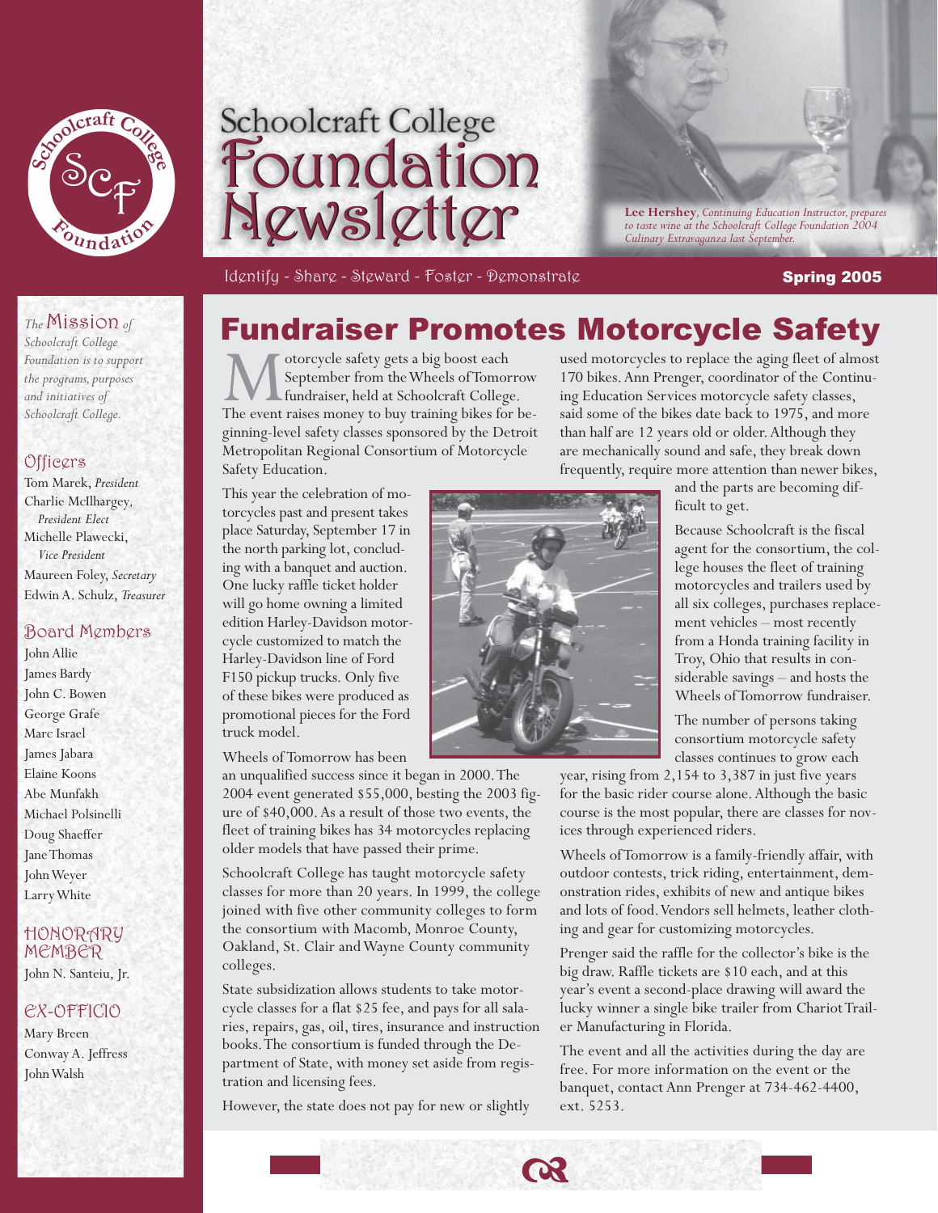# Schoolcraft College Foundation Newsletter

Identify - Share - Steward - Foster - Demonstrate

**Spring 2005**

**Lee Hershey**, *Continuing Education Instructor, prepares to taste wine at the Schoolcraft College Foundation 2004 Culinary Extravaganza last September.*

*The* Mission *of Schoolcraft College Foundation is to support the programs, purposes and initiatives of Schoolcraft College.*

## Officers

Tom Marek, *President*
Charlie McIlhargey, *President Elect*
Michelle Plawecki, *Vice President*
Maureen Foley, *Secretary*
Edwin A. Schulz, *Treasurer*

## Board Members

John Allie
James Bardy
John C. Bowen
George Grafe
Marc Israel
James Jabara
Elaine Koons
Abe Munfakh
Michael Polsinelli
Doug Shaeffer
Jane Thomas
John Weyer
Larry White

## Honorary Member

John N. Santeiu, Jr.

## Ex-Officio

Mary Breen
Conway A. Jeffress
John Walsh

# Fundraiser Promotes Motorcycle Safety

Motorcycle safety gets a big boost each September from the Wheels of Tomorrow fundraiser, held at Schoolcraft College. The event raises money to buy training bikes for beginning-level safety classes sponsored by the Detroit Metropolitan Regional Consortium of Motorcycle Safety Education.

This year the celebration of motorcycles past and present takes place Saturday, September 17 in the north parking lot, concluding with a banquet and auction. One lucky raffle ticket holder will go home owning a limited edition Harley-Davidson motorcycle customized to match the Harley-Davidson line of Ford F150 pickup trucks. Only five of these bikes were produced as promotional pieces for the Ford truck model.

Wheels of Tomorrow has been an unqualified success since it began in 2000. The 2004 event generated $55,000, besting the 2003 figure of $40,000. As a result of those two events, the fleet of training bikes has 34 motorcycles replacing older models that have passed their prime.

Schoolcraft College has taught motorcycle safety classes for more than 20 years. In 1999, the college joined with five other community colleges to form the consortium with Macomb, Monroe County, Oakland, St. Clair and Wayne County community colleges.

State subsidization allows students to take motorcycle classes for a flat $25 fee, and pays for all salaries, repairs, gas, oil, tires, insurance and instruction books. The consortium is funded through the Department of State, with money set aside from registration and licensing fees.

However, the state does not pay for new or slightly used motorcycles to replace the aging fleet of almost 170 bikes. Ann Prenger, coordinator of the Continuing Education Services motorcycle safety classes, said some of the bikes date back to 1975, and more than half are 12 years old or older. Although they are mechanically sound and safe, they break down frequently, require more attention than newer bikes, and the parts are becoming difficult to get.

Because Schoolcraft is the fiscal agent for the consortium, the college houses the fleet of training motorcycles and trailers used by all six colleges, purchases replacement vehicles – most recently from a Honda training facility in Troy, Ohio that results in considerable savings – and hosts the Wheels of Tomorrow fundraiser.

The number of persons taking consortium motorcycle safety classes continues to grow each year, rising from 2,154 to 3,387 in just five years for the basic rider course alone. Although the basic course is the most popular, there are classes for novices through experienced riders.

Wheels of Tomorrow is a family-friendly affair, with outdoor contests, trick riding, entertainment, demonstration rides, exhibits of new and antique bikes and lots of food. Vendors sell helmets, leather clothing and gear for customizing motorcycles.

Prenger said the raffle for the collector's bike is the big draw. Raffle tickets are $10 each, and at this year's event a second-place drawing will award the lucky winner a single bike trailer from Chariot Trailer Manufacturing in Florida.

The event and all the activities during the day are free. For more information on the event or the banquet, contact Ann Prenger at 734-462-4400, ext. 5253.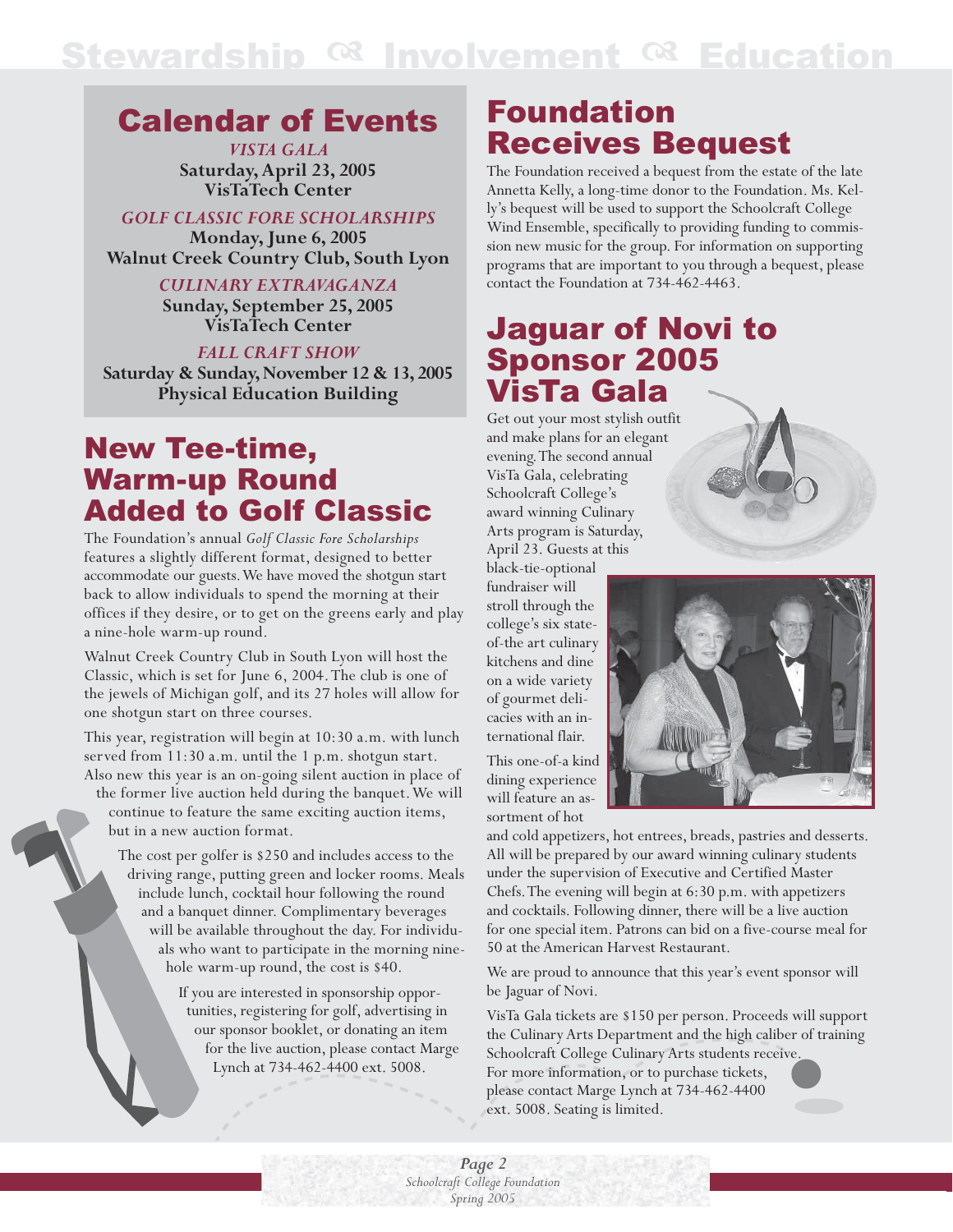## Calendar of Events

*VISTA GALA*
**Saturday, April 23, 2005**
**VisTaTech Center**

*GOLF CLASSIC FORE SCHOLARSHIPS*
**Monday, June 6, 2005**
**Walnut Creek Country Club, South Lyon**

*CULINARY EXTRAVAGANZA*
**Sunday, September 25, 2005**
**VisTaTech Center**

*FALL CRAFT SHOW*
**Saturday & Sunday, November 12 & 13, 2005**
**Physical Education Building**

## New Tee-time, Warm-up Round Added to Golf Classic

The Foundation's annual *Golf Classic Fore Scholarships* features a slightly different format, designed to better accommodate our guests. We have moved the shotgun start back to allow individuals to spend the morning at their offices if they desire, or to get on the greens early and play a nine-hole warm-up round.

Walnut Creek Country Club in South Lyon will host the Classic, which is set for June 6, 2004. The club is one of the jewels of Michigan golf, and its 27 holes will allow for one shotgun start on three courses.

This year, registration will begin at 10:30 a.m. with lunch served from 11:30 a.m. until the 1 p.m. shotgun start. Also new this year is an on-going silent auction in place of the former live auction held during the banquet. We will continue to feature the same exciting auction items, but in a new auction format.

The cost per golfer is $250 and includes access to the driving range, putting green and locker rooms. Meals include lunch, cocktail hour following the round and a banquet dinner. Complimentary beverages will be available throughout the day. For individuals who want to participate in the morning nine-hole warm-up round, the cost is $40.

If you are interested in sponsorship opportunities, registering for golf, advertising in our sponsor booklet, or donating an item for the live auction, please contact Marge Lynch at 734-462-4400 ext. 5008.

## Foundation Receives Bequest

The Foundation received a bequest from the estate of the late Annetta Kelly, a long-time donor to the Foundation. Ms. Kelly's bequest will be used to support the Schoolcraft College Wind Ensemble, specifically to providing funding to commission new music for the group. For information on supporting programs that are important to you through a bequest, please contact the Foundation at 734-462-4463.

## Jaguar of Novi to Sponsor 2005 VisTa Gala

Get out your most stylish outfit and make plans for an elegant evening. The second annual VisTa Gala, celebrating Schoolcraft College's award winning Culinary Arts program is Saturday, April 23. Guests at this black-tie-optional fundraiser will stroll through the college's six state-of-the art culinary kitchens and dine on a wide variety of gourmet delicacies with an international flair.

This one-of-a kind dining experience will feature an assortment of hot and cold appetizers, hot entrees, breads, pastries and desserts. All will be prepared by our award winning culinary students under the supervision of Executive and Certified Master Chefs. The evening will begin at 6:30 p.m. with appetizers and cocktails. Following dinner, there will be a live auction for one special item. Patrons can bid on a five-course meal for 50 at the American Harvest Restaurant.

We are proud to announce that this year's event sponsor will be Jaguar of Novi.

VisTa Gala tickets are $150 per person. Proceeds will support the Culinary Arts Department and the high caliber of training Schoolcraft College Culinary Arts students receive. For more information, or to purchase tickets, please contact Marge Lynch at 734-462-4400 ext. 5008. Seating is limited.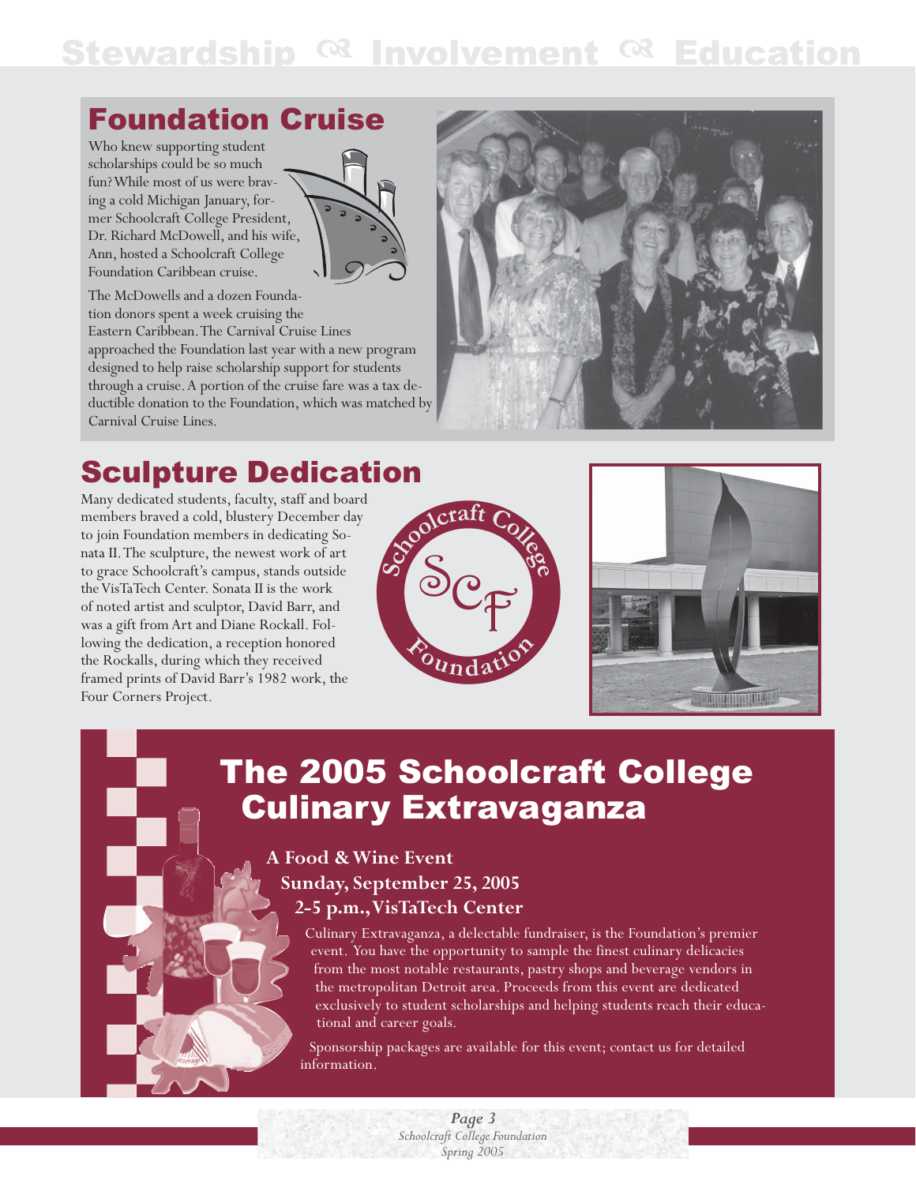# Stewardship ❧ Involvement ❧ Education

## Foundation Cruise

Who knew supporting student scholarships could be so much fun? While most of us were braving a cold Michigan January, former Schoolcraft College President, Dr. Richard McDowell, and his wife, Ann, hosted a Schoolcraft College Foundation Caribbean cruise.

The McDowells and a dozen Foundation donors spent a week cruising the Eastern Caribbean. The Carnival Cruise Lines approached the Foundation last year with a new program designed to help raise scholarship support for students through a cruise. A portion of the cruise fare was a tax deductible donation to the Foundation, which was matched by Carnival Cruise Lines.

## Sculpture Dedication

Many dedicated students, faculty, staff and board members braved a cold, blustery December day to join Foundation members in dedicating Sonata II. The sculpture, the newest work of art to grace Schoolcraft's campus, stands outside the VisTaTech Center. Sonata II is the work of noted artist and sculptor, David Barr, and was a gift from Art and Diane Rockall. Following the dedication, a reception honored the Rockalls, during which they received framed prints of David Barr's 1982 work, the Four Corners Project.

Schoolcraft College SCF Foundation

## The 2005 Schoolcraft College Culinary Extravaganza

**A Food & Wine Event**
**Sunday, September 25, 2005**
**2-5 p.m., VisTaTech Center**

Culinary Extravaganza, a delectable fundraiser, is the Foundation's premier event. You have the opportunity to sample the finest culinary delicacies from the most notable restaurants, pastry shops and beverage vendors in the metropolitan Detroit area. Proceeds from this event are dedicated exclusively to student scholarships and helping students reach their educational and career goals.

Sponsorship packages are available for this event; contact us for detailed information.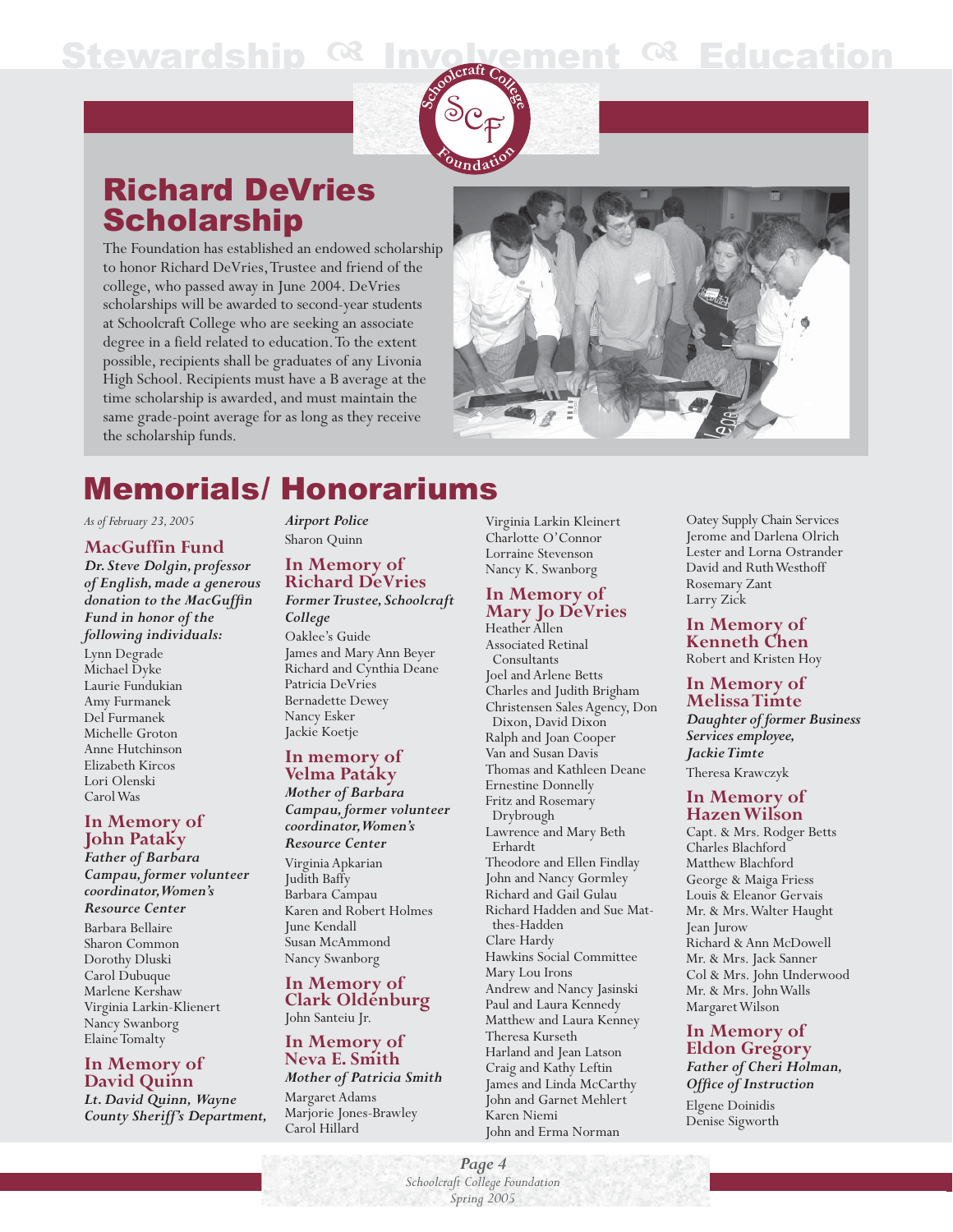Stewardship ☙ Involvement ☙ Education

# Richard DeVries Scholarship

The Foundation has established an endowed scholarship to honor Richard DeVries, Trustee and friend of the college, who passed away in June 2004. DeVries scholarships will be awarded to second-year students at Schoolcraft College who are seeking an associate degree in a field related to education. To the extent possible, recipients shall be graduates of any Livonia High School. Recipients must have a B average at the time scholarship is awarded, and must maintain the same grade-point average for as long as they receive the scholarship funds.

# Memorials/ Honorariums

*As of February 23, 2005*

### MacGuffin Fund

***Dr. Steve Dolgin, professor of English, made a generous donation to the MacGuffin Fund in honor of the following individuals:***

Lynn Degrade
Michael Dyke
Laurie Fundukian
Amy Furmanek
Del Furmanek
Michelle Groton
Anne Hutchinson
Elizabeth Kircos
Lori Olenski
Carol Was

### In Memory of John Pataky

***Father of Barbara Campau, former volunteer coordinator, Women's Resource Center***

Barbara Bellaire
Sharon Common
Dorothy Dluski
Carol Dubuque
Marlene Kershaw
Virginia Larkin-Klienert
Nancy Swanborg
Elaine Tomalty

### In Memory of David Quinn

***Lt. David Quinn, Wayne County Sheriff's Department, Airport Police***

Sharon Quinn

### In Memory of Richard DeVries

***Former Trustee, Schoolcraft College***

Oaklee's Guide
James and Mary Ann Beyer
Richard and Cynthia Deane
Patricia DeVries
Bernadette Dewey
Nancy Esker
Jackie Koetje

### In memory of Velma Pataky

***Mother of Barbara Campau, former volunteer coordinator, Women's Resource Center***

Virginia Apkarian
Judith Baffy
Barbara Campau
Karen and Robert Holmes
June Kendall
Susan McAmmond
Nancy Swanborg

### In Memory of Clark Oldenburg

John Santeiu Jr.

### In Memory of Neva E. Smith

***Mother of Patricia Smith***

Margaret Adams
Marjorie Jones-Brawley
Carol Hillard
Virginia Larkin Kleinert
Charlotte O'Connor
Lorraine Stevenson
Nancy K. Swanborg

### In Memory of Mary Jo DeVries

Heather Allen
Associated Retinal Consultants
Joel and Arlene Betts
Charles and Judith Brigham
Christensen Sales Agency, Don Dixon, David Dixon
Ralph and Joan Cooper
Van and Susan Davis
Thomas and Kathleen Deane
Ernestine Donnelly
Fritz and Rosemary Drybrough
Lawrence and Mary Beth Erhardt
Theodore and Ellen Findlay
John and Nancy Gormley
Richard and Gail Gulau
Richard Hadden and Sue Matthes-Hadden
Clare Hardy
Hawkins Social Committee
Mary Lou Irons
Andrew and Nancy Jasinski
Paul and Laura Kennedy
Matthew and Laura Kenney
Theresa Kurseth
Harland and Jean Latson
Craig and Kathy Leftin
James and Linda McCarthy
John and Garnet Mehlert
Karen Niemi
John and Erma Norman
Oatey Supply Chain Services
Jerome and Darlena Olrich
Lester and Lorna Ostrander
David and Ruth Westhoff
Rosemary Zant
Larry Zick

### In Memory of Kenneth Chen

Robert and Kristen Hoy

### In Memory of Melissa Timte

***Daughter of former Business Services employee, Jackie Timte***

Theresa Krawczyk

### In Memory of Hazen Wilson

Capt. & Mrs. Rodger Betts
Charles Blachford
Matthew Blachford
George & Maiga Friess
Louis & Eleanor Gervais
Mr. & Mrs. Walter Haught
Jean Jurow
Richard & Ann McDowell
Mr. & Mrs. Jack Sanner
Col & Mrs. John Underwood
Mr. & Mrs. John Walls
Margaret Wilson

### In Memory of Eldon Gregory

***Father of Cheri Holman, Office of Instruction***

Elgene Doinidis
Denise Sigworth